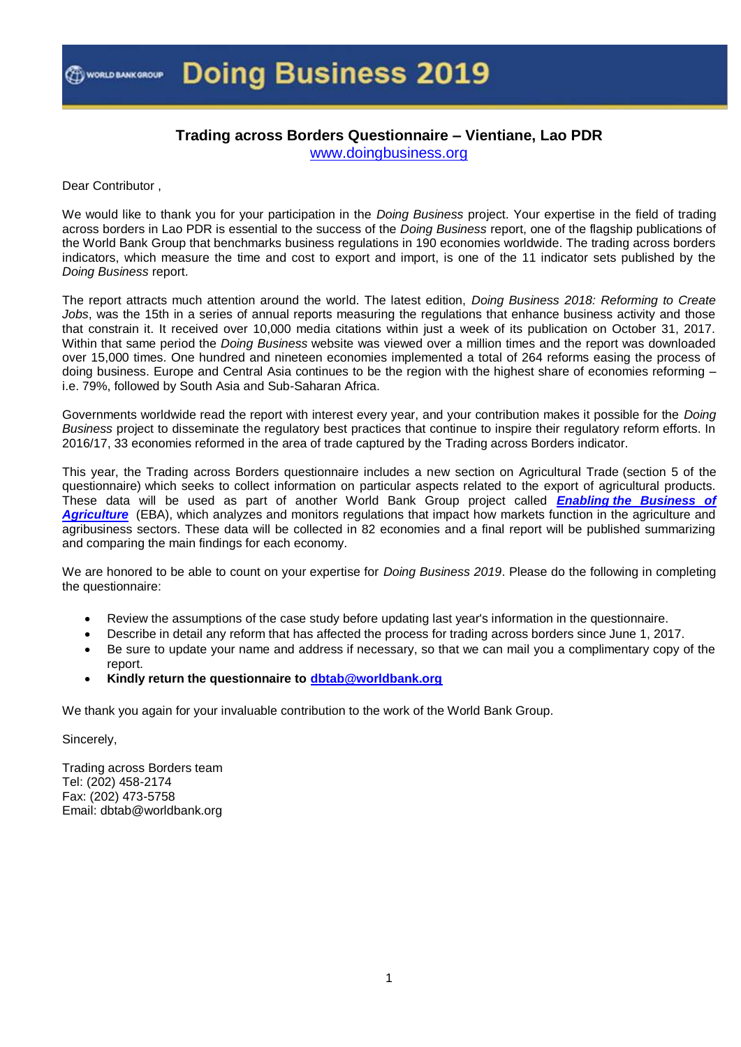# Doing Business 2019

## Trading across Borders Questionnaire – Vientiane, Lao PDR

www.doingbusiness.org

Dear Contributor ,

We would like to thank you for your participation in the *Doing Business* project. Your expertise in the field of trading across borders in Lao PDR is essential to the success of the *Doing Business* report, one of the flagship publications of the World Bank Group that benchmarks business regulations in 190 economies worldwide. The trading across borders indicators, which measure the time and cost to export and import, is one of the 11 indicator sets published by the *Doing Business* report.

The report attracts much attention around the world. The latest edition, *Doing Business 2018: Reforming to Create Jobs*, was the 15th in a series of annual reports measuring the regulations that enhance business activity and those that constrain it. It received over 10,000 media citations within just a week of its publication on October 31, 2017. Within that same period the *Doing Business* website was viewed over a million times and the report was downloaded over 15,000 times. One hundred and nineteen economies implemented a total of 264 reforms easing the process of doing business. Europe and Central Asia continues to be the region with the highest share of economies reforming – i.e. 79%, followed by South Asia and Sub-Saharan Africa.

Governments worldwide read the report with interest every year, and your contribution makes it possible for the *Doing Business* project to disseminate the regulatory best practices that continue to inspire their regulatory reform efforts. In 2016/17, 33 economies reformed in the area of trade captured by the Trading across Borders indicator.

This year, the Trading across Borders questionnaire includes a new section on Agricultural Trade (section 5 of the questionnaire) which seeks to collect information on particular aspects related to the export of agricultural products. These data will be used as part of another World Bank Group project called ***Enabling the Business of Agriculture*** (EBA), which analyzes and monitors regulations that impact how markets function in the agriculture and agribusiness sectors. These data will be collected in 82 economies and a final report will be published summarizing and comparing the main findings for each economy.

We are honored to be able to count on your expertise for *Doing Business 2019*. Please do the following in completing the questionnaire:

- Review the assumptions of the case study before updating last year's information in the questionnaire.
- Describe in detail any reform that has affected the process for trading across borders since June 1, 2017.
- Be sure to update your name and address if necessary, so that we can mail you a complimentary copy of the report.
- **Kindly return the questionnaire to dbtab@worldbank.org**

We thank you again for your invaluable contribution to the work of the World Bank Group.

Sincerely,

Trading across Borders team
Tel: (202) 458-2174
Fax: (202) 473-5758
Email: dbtab@worldbank.org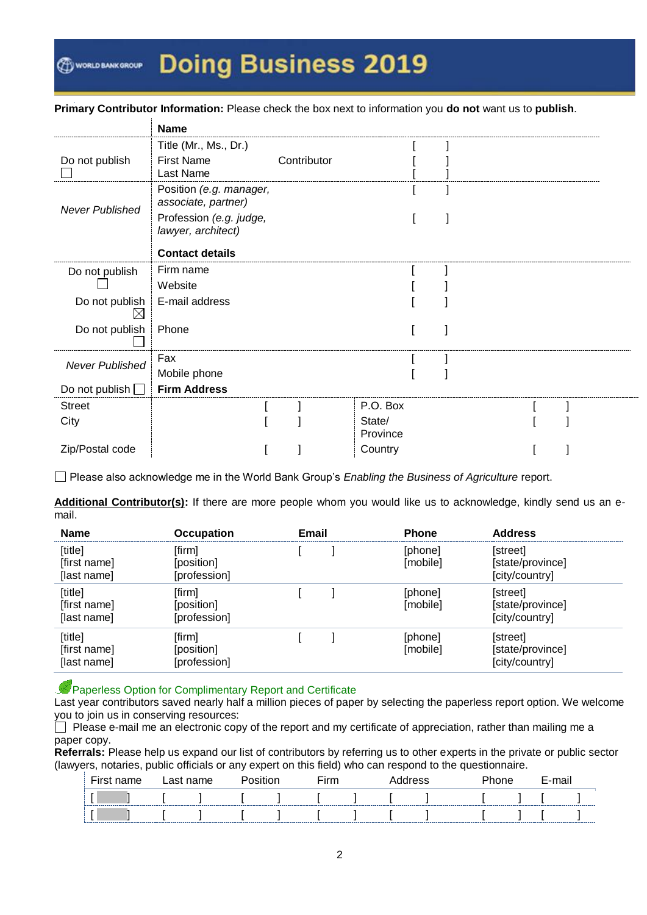# Doing Business 2019

**Primary Contributor Information:** Please check the box next to information you **do not** want us to **publish**.

| | **Name** | | |
|---|---|---|---|
| Do not publish ☐ | Title (Mr., Ms., Dr.) | | [ ] |
| | First Name | Contributor | [ ] |
| | Last Name | | [ ] |
| *Never Published* | Position *(e.g. manager, associate, partner)* | | [ ] |
| | Profession *(e.g. judge, lawyer, architect)* | | [ ] |
| | **Contact details** | | |
| Do not publish ☐ | Firm name | | [ ] |
| | Website | | [ ] |
| Do not publish ☒ | E-mail address | | [ ] |
| Do not publish ☐ | Phone | | [ ] |
| *Never Published* | Fax | | [ ] |
| | Mobile phone | | [ ] |
| Do not publish ☐ | **Firm Address** | | |

| | | | |
|---|---|---|---|
| Street | [ ] | P.O. Box | [ ] |
| City | [ ] | State/ Province | [ ] |
| Zip/Postal code | [ ] | Country | [ ] |

☐ Please also acknowledge me in the World Bank Group's *Enabling the Business of Agriculture* report.

**Additional Contributor(s):** If there are more people whom you would like us to acknowledge, kindly send us an e-mail.

| Name | Occupation | Email | Phone | Address |
|---|---|---|---|---|
| [title] [first name] [last name] | [firm] [position] [profession] | [ ] | [phone] [mobile] | [street] [state/province] [city/country] |
| [title] [first name] [last name] | [firm] [position] [profession] | [ ] | [phone] [mobile] | [street] [state/province] [city/country] |
| [title] [first name] [last name] | [firm] [position] [profession] | [ ] | [phone] [mobile] | [street] [state/province] [city/country] |

Paperless Option for Complimentary Report and Certificate

Last year contributors saved nearly half a million pieces of paper by selecting the paperless report option. We welcome you to join us in conserving resources:

☐ Please e-mail me an electronic copy of the report and my certificate of appreciation, rather than mailing me a paper copy.

**Referrals:** Please help us expand our list of contributors by referring us to other experts in the private or public sector (lawyers, notaries, public officials or any expert on this field) who can respond to the questionnaire.

| First name | Last name | Position | Firm | Address | Phone | E-mail |
|---|---|---|---|---|---|---|
| [ ] | [ ] | [ ] | [ ] | [ ] | [ ] | [ ] |
| [ ] | [ ] | [ ] | [ ] | [ ] | [ ] | [ ] |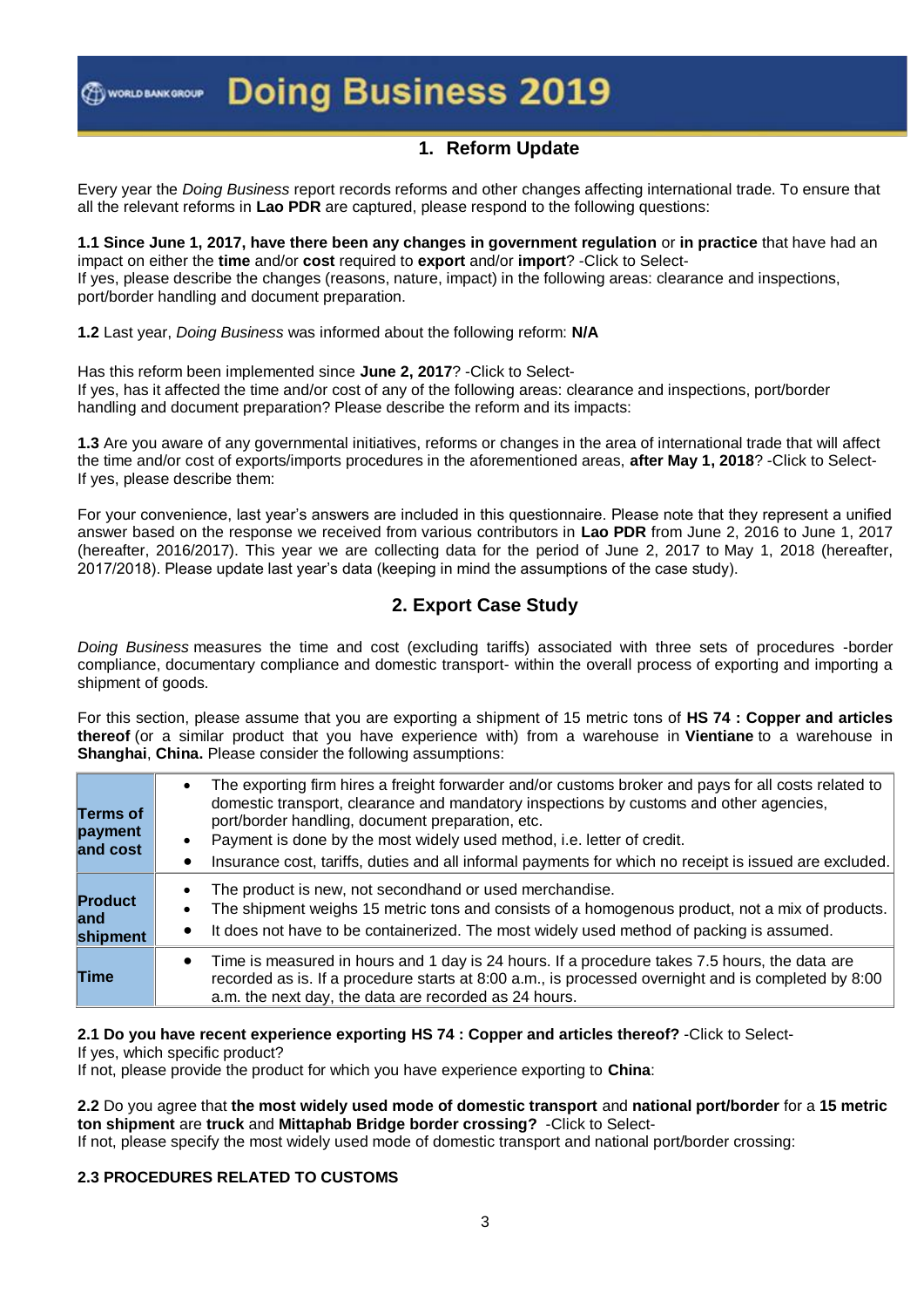# Doing Business 2019

## 1. Reform Update

Every year the *Doing Business* report records reforms and other changes affecting international trade. To ensure that all the relevant reforms in **Lao PDR** are captured, please respond to the following questions:

**1.1 Since June 1, 2017, have there been any changes in government regulation** or **in practice** that have had an impact on either the **time** and/or **cost** required to **export** and/or **import**? -Click to Select-
If yes, please describe the changes (reasons, nature, impact) in the following areas: clearance and inspections, port/border handling and document preparation.

**1.2** Last year, *Doing Business* was informed about the following reform: **N/A**

Has this reform been implemented since **June 2, 2017**? -Click to Select-
If yes, has it affected the time and/or cost of any of the following areas: clearance and inspections, port/border handling and document preparation? Please describe the reform and its impacts:

**1.3** Are you aware of any governmental initiatives, reforms or changes in the area of international trade that will affect the time and/or cost of exports/imports procedures in the aforementioned areas, **after May 1, 2018**? -Click to Select-
If yes, please describe them:

For your convenience, last year's answers are included in this questionnaire. Please note that they represent a unified answer based on the response we received from various contributors in **Lao PDR** from June 2, 2016 to June 1, 2017 (hereafter, 2016/2017). This year we are collecting data for the period of June 2, 2017 to May 1, 2018 (hereafter, 2017/2018). Please update last year's data (keeping in mind the assumptions of the case study).

## 2. Export Case Study

*Doing Business* measures the time and cost (excluding tariffs) associated with three sets of procedures -border compliance, documentary compliance and domestic transport- within the overall process of exporting and importing a shipment of goods.

For this section, please assume that you are exporting a shipment of 15 metric tons of **HS 74 : Copper and articles thereof** (or a similar product that you have experience with) from a warehouse in **Vientiane** to a warehouse in **Shanghai**, **China.** Please consider the following assumptions:

| | |
|---|---|
| **Terms of payment and cost** | • The exporting firm hires a freight forwarder and/or customs broker and pays for all costs related to domestic transport, clearance and mandatory inspections by customs and other agencies, port/border handling, document preparation, etc.<br>• Payment is done by the most widely used method, i.e. letter of credit.<br>• Insurance cost, tariffs, duties and all informal payments for which no receipt is issued are excluded. |
| **Product and shipment** | • The product is new, not secondhand or used merchandise.<br>• The shipment weighs 15 metric tons and consists of a homogenous product, not a mix of products.<br>• It does not have to be containerized. The most widely used method of packing is assumed. |
| **Time** | • Time is measured in hours and 1 day is 24 hours. If a procedure takes 7.5 hours, the data are recorded as is. If a procedure starts at 8:00 a.m., is processed overnight and is completed by 8:00 a.m. the next day, the data are recorded as 24 hours. |

**2.1 Do you have recent experience exporting HS 74 : Copper and articles thereof?** -Click to Select-
If yes, which specific product?
If not, please provide the product for which you have experience exporting to **China**:

**2.2** Do you agree that **the most widely used mode of domestic transport** and **national port/border** for a **15 metric ton shipment** are **truck** and **Mittaphab Bridge border crossing?** -Click to Select-
If not, please specify the most widely used mode of domestic transport and national port/border crossing:

**2.3 PROCEDURES RELATED TO CUSTOMS**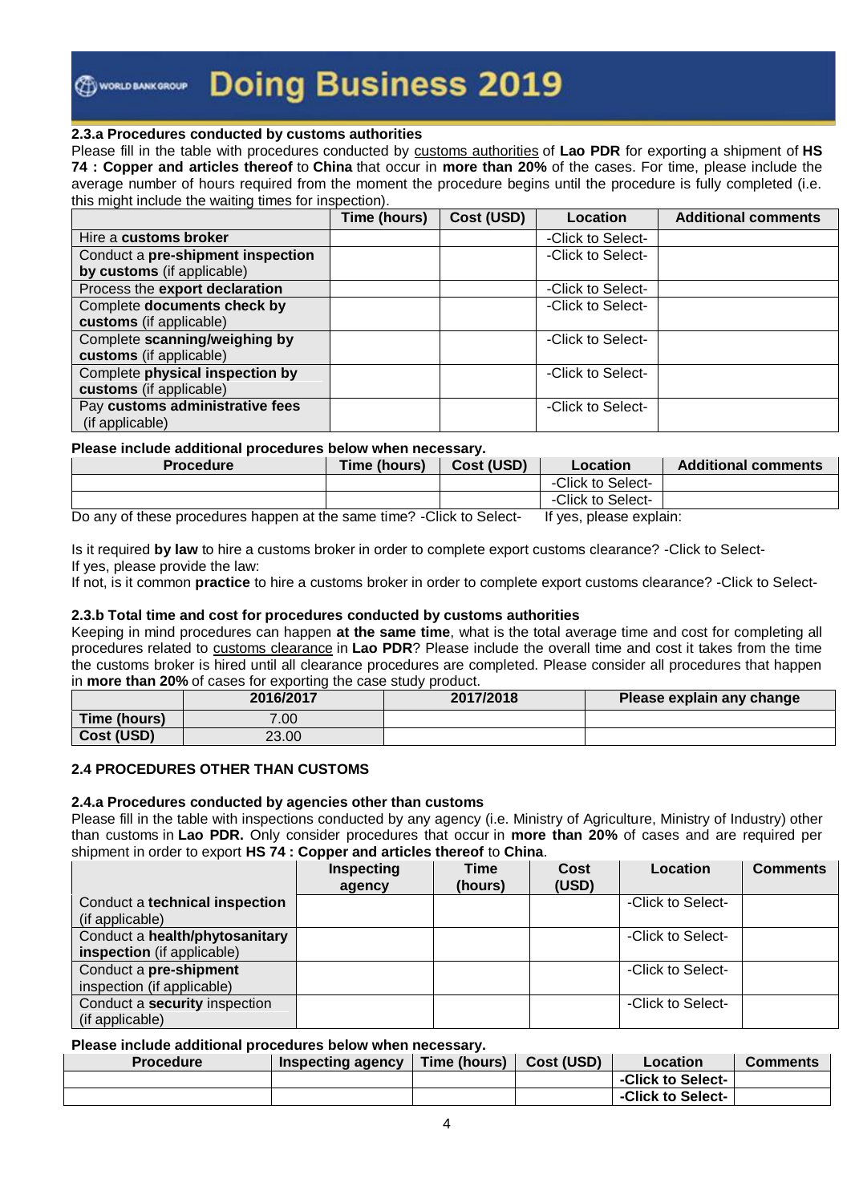#### 2.3.a Procedures conducted by customs authorities

Please fill in the table with procedures conducted by customs authorities of **Lao PDR** for exporting a shipment of **HS 74 : Copper and articles thereof** to **China** that occur in **more than 20%** of the cases. For time, please include the average number of hours required from the moment the procedure begins until the procedure is fully completed (i.e. this might include the waiting times for inspection).

| | Time (hours) | Cost (USD) | Location | Additional comments |
|---|---|---|---|---|
| Hire a **customs broker** | | | -Click to Select- | |
| Conduct a **pre-shipment inspection by customs** (if applicable) | | | -Click to Select- | |
| Process the **export declaration** | | | -Click to Select- | |
| Complete **documents check by customs** (if applicable) | | | -Click to Select- | |
| Complete **scanning/weighing by customs** (if applicable) | | | -Click to Select- | |
| Complete **physical inspection by customs** (if applicable) | | | -Click to Select- | |
| Pay **customs administrative fees** (if applicable) | | | -Click to Select- | |

**Please include additional procedures below when necessary.**

| Procedure | Time (hours) | Cost (USD) | Location | Additional comments |
|---|---|---|---|---|
| | | | -Click to Select- | |
| | | | -Click to Select- | |

Do any of these procedures happen at the same time? -Click to Select- If yes, please explain:

Is it required **by law** to hire a customs broker in order to complete export customs clearance? -Click to Select-
If yes, please provide the law:
If not, is it common **practice** to hire a customs broker in order to complete export customs clearance? -Click to Select-

#### 2.3.b Total time and cost for procedures conducted by customs authorities

Keeping in mind procedures can happen **at the same time**, what is the total average time and cost for completing all procedures related to customs clearance in **Lao PDR**? Please include the overall time and cost it takes from the time the customs broker is hired until all clearance procedures are completed. Please consider all procedures that happen in **more than 20%** of cases for exporting the case study product.

| | 2016/2017 | 2017/2018 | Please explain any change |
|---|---|---|---|
| **Time (hours)** | 7.00 | | |
| **Cost (USD)** | 23.00 | | |

### 2.4 PROCEDURES OTHER THAN CUSTOMS

#### 2.4.a Procedures conducted by agencies other than customs

Please fill in the table with inspections conducted by any agency (i.e. Ministry of Agriculture, Ministry of Industry) other than customs in **Lao PDR.** Only consider procedures that occur in **more than 20%** of cases and are required per shipment in order to export **HS 74 : Copper and articles thereof** to **China**.

| | Inspecting agency | Time (hours) | Cost (USD) | Location | Comments |
|---|---|---|---|---|---|
| Conduct a **technical inspection** (if applicable) | | | | -Click to Select- | |
| Conduct a **health/phytosanitary inspection** (if applicable) | | | | -Click to Select- | |
| Conduct a **pre-shipment** inspection (if applicable) | | | | -Click to Select- | |
| Conduct a **security** inspection (if applicable) | | | | -Click to Select- | |

**Please include additional procedures below when necessary.**

| Procedure | Inspecting agency | Time (hours) | Cost (USD) | Location | Comments |
|---|---|---|---|---|---|
| | | | | **-Click to Select-** | |
| | | | | **-Click to Select-** | |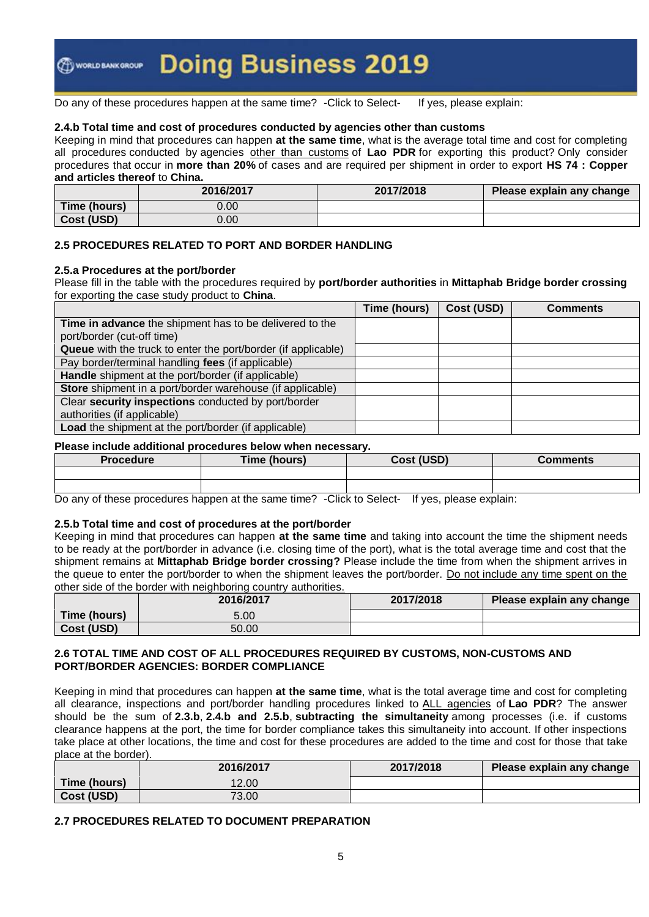Do any of these procedures happen at the same time? -Click to Select- If yes, please explain:

#### 2.4.b Total time and cost of procedures conducted by agencies other than customs

Keeping in mind that procedures can happen **at the same time**, what is the average total time and cost for completing all procedures conducted by agencies other than customs of **Lao PDR** for exporting this product? Only consider procedures that occur in **more than 20%** of cases and are required per shipment in order to export **HS 74 : Copper and articles thereof** to **China.**

| | 2016/2017 | 2017/2018 | Please explain any change |
|---|---|---|---|
| **Time (hours)** | 0.00 | | |
| **Cost (USD)** | 0.00 | | |

### 2.5 PROCEDURES RELATED TO PORT AND BORDER HANDLING

#### 2.5.a Procedures at the port/border

Please fill in the table with the procedures required by **port/border authorities** in **Mittaphab Bridge border crossing** for exporting the case study product to **China**.

| | Time (hours) | Cost (USD) | Comments |
|---|---|---|---|
| **Time in advance** the shipment has to be delivered to the port/border (cut-off time) | | | |
| **Queue** with the truck to enter the port/border (if applicable) | | | |
| Pay border/terminal handling **fees** (if applicable) | | | |
| **Handle** shipment at the port/border (if applicable) | | | |
| **Store** shipment in a port/border warehouse (if applicable) | | | |
| Clear **security inspections** conducted by port/border authorities (if applicable) | | | |
| **Load** the shipment at the port/border (if applicable) | | | |

**Please include additional procedures below when necessary.**

| Procedure | Time (hours) | Cost (USD) | Comments |
|---|---|---|---|
| | | | |
| | | | |

Do any of these procedures happen at the same time? -Click to Select- If yes, please explain:

#### 2.5.b Total time and cost of procedures at the port/border

Keeping in mind that procedures can happen **at the same time** and taking into account the time the shipment needs to be ready at the port/border in advance (i.e. closing time of the port), what is the total average time and cost that the shipment remains at **Mittaphab Bridge border crossing?** Please include the time from when the shipment arrives in the queue to enter the port/border to when the shipment leaves the port/border. Do not include any time spent on the other side of the border with neighboring country authorities.

| | 2016/2017 | 2017/2018 | Please explain any change |
|---|---|---|---|
| **Time (hours)** | 5.00 | | |
| **Cost (USD)** | 50.00 | | |

### 2.6 TOTAL TIME AND COST OF ALL PROCEDURES REQUIRED BY CUSTOMS, NON-CUSTOMS AND PORT/BORDER AGENCIES: BORDER COMPLIANCE

Keeping in mind that procedures can happen **at the same time**, what is the total average time and cost for completing all clearance, inspections and port/border handling procedures linked to ALL agencies of **Lao PDR**? The answer should be the sum of **2.3.b**, **2.4.b and 2.5.b**, **subtracting the simultaneity** among processes (i.e. if customs clearance happens at the port, the time for border compliance takes this simultaneity into account. If other inspections take place at other locations, the time and cost for these procedures are added to the time and cost for those that take place at the border).

| | 2016/2017 | 2017/2018 | Please explain any change |
|---|---|---|---|
| **Time (hours)** | 12.00 | | |
| **Cost (USD)** | 73.00 | | |

### 2.7 PROCEDURES RELATED TO DOCUMENT PREPARATION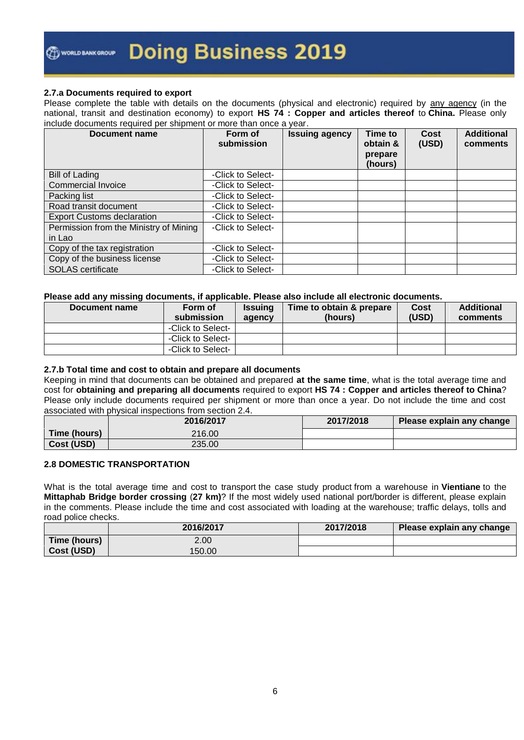### 2.7.a Documents required to export

Please complete the table with details on the documents (physical and electronic) required by any agency (in the national, transit and destination economy) to export **HS 74 : Copper and articles thereof** to **China.** Please only include documents required per shipment or more than once a year.

| Document name | Form of submission | Issuing agency | Time to obtain & prepare (hours) | Cost (USD) | Additional comments |
|---|---|---|---|---|---|
| Bill of Lading | -Click to Select- | | | | |
| Commercial Invoice | -Click to Select- | | | | |
| Packing list | -Click to Select- | | | | |
| Road transit document | -Click to Select- | | | | |
| Export Customs declaration | -Click to Select- | | | | |
| Permission from the Ministry of Mining in Lao | -Click to Select- | | | | |
| Copy of the tax registration | -Click to Select- | | | | |
| Copy of the business license | -Click to Select- | | | | |
| SOLAS certificate | -Click to Select- | | | | |

**Please add any missing documents, if applicable. Please also include all electronic documents.**

| Document name | Form of submission | Issuing agency | Time to obtain & prepare (hours) | Cost (USD) | Additional comments |
|---|---|---|---|---|---|
| | -Click to Select- | | | | |
| | -Click to Select- | | | | |
| | -Click to Select- | | | | |

### 2.7.b Total time and cost to obtain and prepare all documents

Keeping in mind that documents can be obtained and prepared **at the same time**, what is the total average time and cost for **obtaining and preparing all documents** required to export **HS 74 : Copper and articles thereof to China**? Please only include documents required per shipment or more than once a year. Do not include the time and cost associated with physical inspections from section 2.4.

| | 2016/2017 | 2017/2018 | Please explain any change |
|---|---|---|---|
| Time (hours) | 216.00 | | |
| Cost (USD) | 235.00 | | |

### 2.8 DOMESTIC TRANSPORTATION

What is the total average time and cost to transport the case study product from a warehouse in **Vientiane** to the **Mittaphab Bridge border crossing** (**27 km**)? If the most widely used national port/border is different, please explain in the comments. Please include the time and cost associated with loading at the warehouse; traffic delays, tolls and road police checks.

| | 2016/2017 | 2017/2018 | Please explain any change |
|---|---|---|---|
| Time (hours) | 2.00 | | |
| Cost (USD) | 150.00 | | |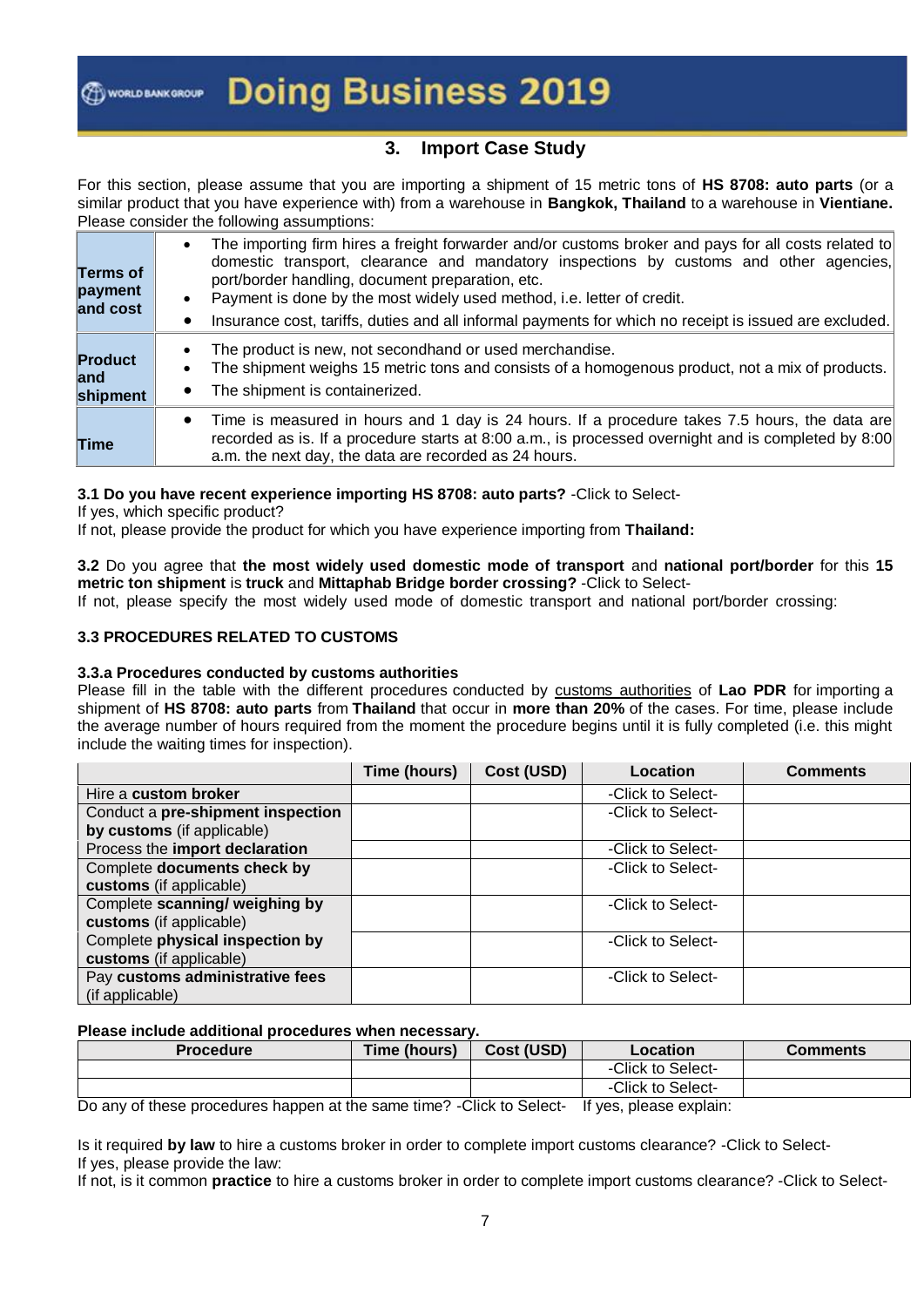## 3. Import Case Study

For this section, please assume that you are importing a shipment of 15 metric tons of **HS 8708: auto parts** (or a similar product that you have experience with) from a warehouse in **Bangkok, Thailand** to a warehouse in **Vientiane.** Please consider the following assumptions:

| | |
|---|---|
| **Terms of payment and cost** | • The importing firm hires a freight forwarder and/or customs broker and pays for all costs related to domestic transport, clearance and mandatory inspections by customs and other agencies, port/border handling, document preparation, etc.<br>• Payment is done by the most widely used method, i.e. letter of credit.<br>• Insurance cost, tariffs, duties and all informal payments for which no receipt is issued are excluded. |
| **Product and shipment** | • The product is new, not secondhand or used merchandise.<br>• The shipment weighs 15 metric tons and consists of a homogenous product, not a mix of products.<br>• The shipment is containerized. |
| **Time** | • Time is measured in hours and 1 day is 24 hours. If a procedure takes 7.5 hours, the data are recorded as is. If a procedure starts at 8:00 a.m., is processed overnight and is completed by 8:00 a.m. the next day, the data are recorded as 24 hours. |

**3.1 Do you have recent experience importing HS 8708: auto parts?** -Click to Select-

If yes, which specific product?

If not, please provide the product for which you have experience importing from **Thailand:**

**3.2** Do you agree that **the most widely used domestic mode of transport** and **national port/border** for this **15 metric ton shipment** is **truck** and **Mittaphab Bridge border crossing?** -Click to Select-

If not, please specify the most widely used mode of domestic transport and national port/border crossing:

### 3.3 PROCEDURES RELATED TO CUSTOMS

#### 3.3.a Procedures conducted by customs authorities

Please fill in the table with the different procedures conducted by customs authorities of **Lao PDR** for importing a shipment of **HS 8708: auto parts** from **Thailand** that occur in **more than 20%** of the cases. For time, please include the average number of hours required from the moment the procedure begins until it is fully completed (i.e. this might include the waiting times for inspection).

| | Time (hours) | Cost (USD) | Location | Comments |
|---|---|---|---|---|
| Hire a **custom broker** | | | -Click to Select- | |
| Conduct a **pre-shipment inspection by customs** (if applicable) | | | -Click to Select- | |
| Process the **import declaration** | | | -Click to Select- | |
| Complete **documents check by customs** (if applicable) | | | -Click to Select- | |
| Complete **scanning/ weighing by customs** (if applicable) | | | -Click to Select- | |
| Complete **physical inspection by customs** (if applicable) | | | -Click to Select- | |
| Pay **customs administrative fees** (if applicable) | | | -Click to Select- | |

**Please include additional procedures when necessary.**

| Procedure | Time (hours) | Cost (USD) | Location | Comments |
|---|---|---|---|---|
| | | | -Click to Select- | |
| | | | -Click to Select- | |

Do any of these procedures happen at the same time? -Click to Select- If yes, please explain:

Is it required **by law** to hire a customs broker in order to complete import customs clearance? -Click to Select-

If yes, please provide the law:

If not, is it common **practice** to hire a customs broker in order to complete import customs clearance? -Click to Select-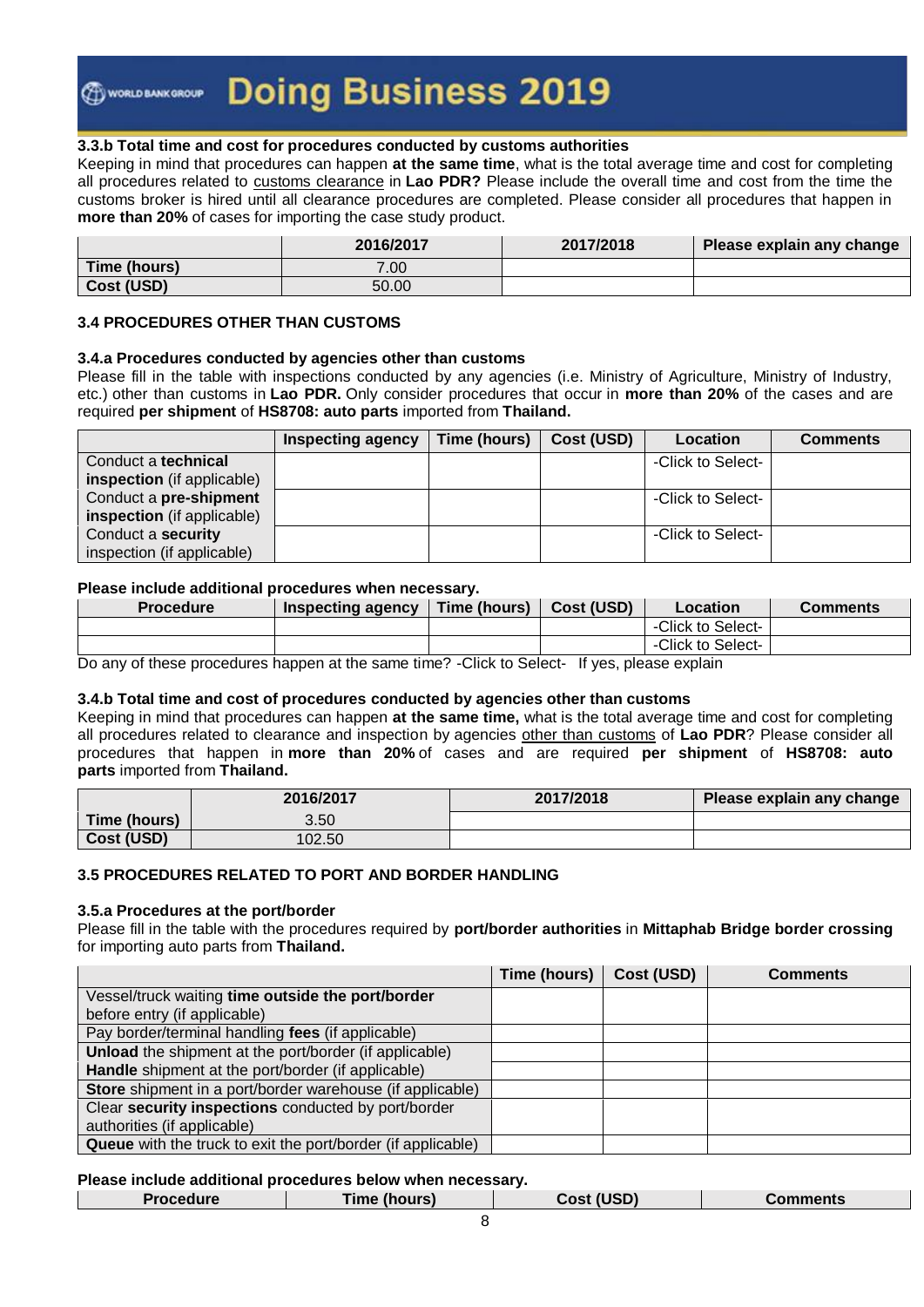### 3.3.b Total time and cost for procedures conducted by customs authorities

Keeping in mind that procedures can happen **at the same time**, what is the total average time and cost for completing all procedures related to customs clearance in **Lao PDR?** Please include the overall time and cost from the time the customs broker is hired until all clearance procedures are completed. Please consider all procedures that happen in **more than 20%** of cases for importing the case study product.

| | 2016/2017 | 2017/2018 | Please explain any change |
|---|---|---|---|
| **Time (hours)** | 7.00 | | |
| **Cost (USD)** | 50.00 | | |

### 3.4 PROCEDURES OTHER THAN CUSTOMS

#### 3.4.a Procedures conducted by agencies other than customs

Please fill in the table with inspections conducted by any agencies (i.e. Ministry of Agriculture, Ministry of Industry, etc.) other than customs in **Lao PDR.** Only consider procedures that occur in **more than 20%** of the cases and are required **per shipment** of **HS8708: auto parts** imported from **Thailand.**

| | Inspecting agency | Time (hours) | Cost (USD) | Location | Comments |
|---|---|---|---|---|---|
| Conduct a **technical inspection** (if applicable) | | | | -Click to Select- | |
| Conduct a **pre-shipment inspection** (if applicable) | | | | -Click to Select- | |
| Conduct a **security** inspection (if applicable) | | | | | |

**Please include additional procedures when necessary.**

| Procedure | Inspecting agency | Time (hours) | Cost (USD) | Location | Comments |
|---|---|---|---|---|---|
| | | | | -Click to Select- | |
| | | | | -Click to Select- | |

Do any of these procedures happen at the same time? -Click to Select- If yes, please explain

#### 3.4.b Total time and cost of procedures conducted by agencies other than customs

Keeping in mind that procedures can happen **at the same time,** what is the total average time and cost for completing all procedures related to clearance and inspection by agencies other than customs of **Lao PDR**? Please consider all procedures that happen in **more than 20%** of cases and are required **per shipment** of **HS8708: auto parts** imported from **Thailand.**

| | 2016/2017 | 2017/2018 | Please explain any change |
|---|---|---|---|
| **Time (hours)** | 3.50 | | |
| **Cost (USD)** | 102.50 | | |

### 3.5 PROCEDURES RELATED TO PORT AND BORDER HANDLING

#### 3.5.a Procedures at the port/border

Please fill in the table with the procedures required by **port/border authorities** in **Mittaphab Bridge border crossing** for importing auto parts from **Thailand.**

| | Time (hours) | Cost (USD) | Comments |
|---|---|---|---|
| Vessel/truck waiting **time outside the port/border** before entry (if applicable) | | | |
| Pay border/terminal handling **fees** (if applicable) | | | |
| **Unload** the shipment at the port/border (if applicable) | | | |
| **Handle** shipment at the port/border (if applicable) | | | |
| **Store** shipment in a port/border warehouse (if applicable) | | | |
| Clear **security inspections** conducted by port/border authorities (if applicable) | | | |
| **Queue** with the truck to exit the port/border (if applicable) | | | |

**Please include additional procedures below when necessary.**

| Procedure | Time (hours) | Cost (USD) | Comments |
|---|---|---|---|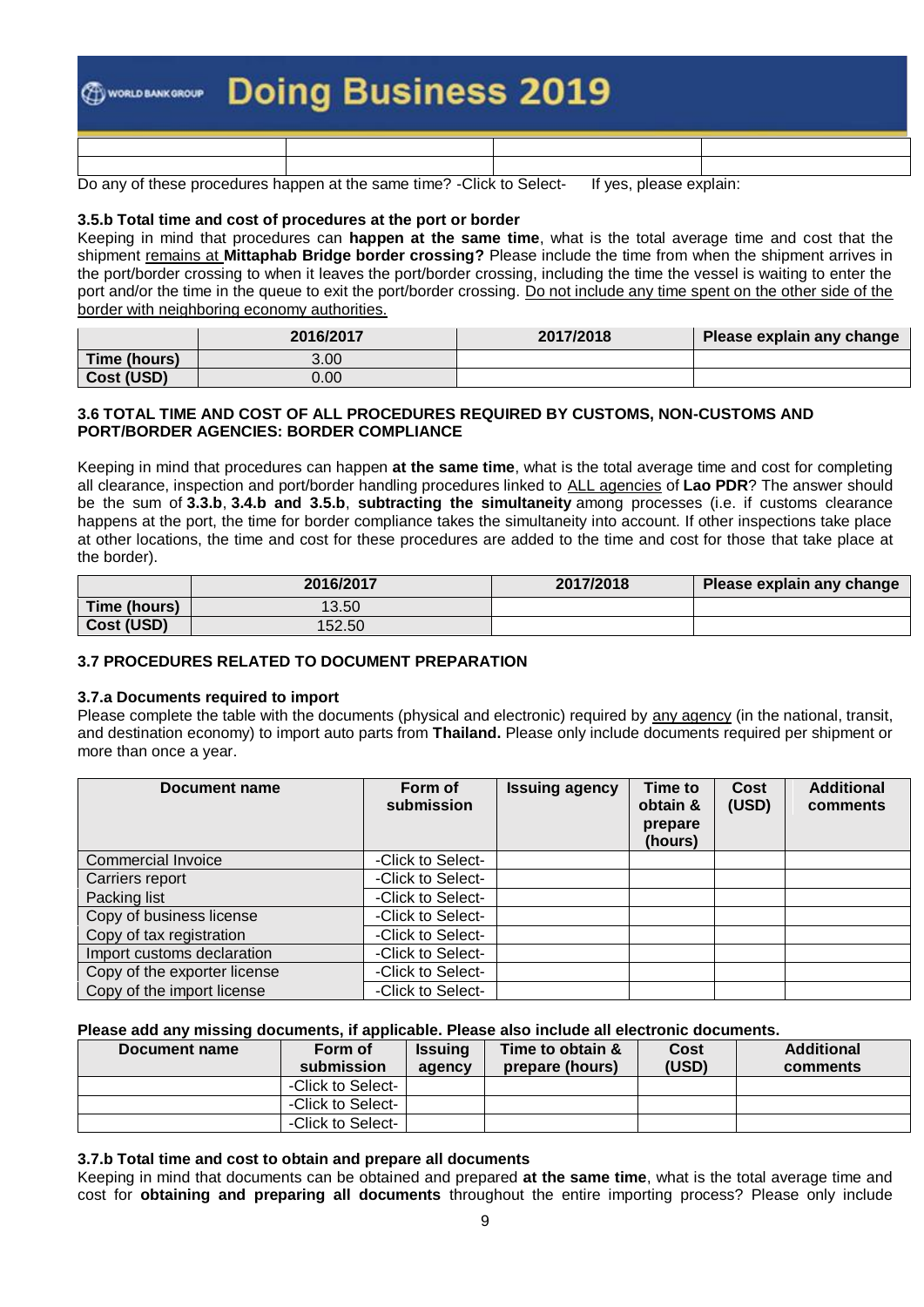| | | | |
|---|---|---|---|
| | | | |
| | | | |

Do any of these procedures happen at the same time? -Click to Select- If yes, please explain:

#### 3.5.b Total time and cost of procedures at the port or border

Keeping in mind that procedures can **happen at the same time**, what is the total average time and cost that the shipment remains at **Mittaphab Bridge border crossing?** Please include the time from when the shipment arrives in the port/border crossing to when it leaves the port/border crossing, including the time the vessel is waiting to enter the port and/or the time in the queue to exit the port/border crossing. Do not include any time spent on the other side of the border with neighboring economy authorities.

| | 2016/2017 | 2017/2018 | Please explain any change |
|---|---|---|---|
| Time (hours) | 3.00 | | |
| Cost (USD) | 0.00 | | |

### 3.6 TOTAL TIME AND COST OF ALL PROCEDURES REQUIRED BY CUSTOMS, NON-CUSTOMS AND PORT/BORDER AGENCIES: BORDER COMPLIANCE

Keeping in mind that procedures can happen **at the same time**, what is the total average time and cost for completing all clearance, inspection and port/border handling procedures linked to ALL agencies of **Lao PDR**? The answer should be the sum of **3.3.b**, **3.4.b and 3.5.b**, **subtracting the simultaneity** among processes (i.e. if customs clearance happens at the port, the time for border compliance takes the simultaneity into account. If other inspections take place at other locations, the time and cost for these procedures are added to the time and cost for those that take place at the border).

| | 2016/2017 | 2017/2018 | Please explain any change |
|---|---|---|---|
| Time (hours) | 13.50 | | |
| Cost (USD) | 152.50 | | |

### 3.7 PROCEDURES RELATED TO DOCUMENT PREPARATION

#### 3.7.a Documents required to import

Please complete the table with the documents (physical and electronic) required by any agency (in the national, transit, and destination economy) to import auto parts from **Thailand.** Please only include documents required per shipment or more than once a year.

| Document name | Form of submission | Issuing agency | Time to obtain & prepare (hours) | Cost (USD) | Additional comments |
|---|---|---|---|---|---|
| Commercial Invoice | -Click to Select- | | | | |
| Carriers report | -Click to Select- | | | | |
| Packing list | -Click to Select- | | | | |
| Copy of business license | -Click to Select- | | | | |
| Copy of tax registration | -Click to Select- | | | | |
| Import customs declaration | -Click to Select- | | | | |
| Copy of the exporter license | -Click to Select- | | | | |
| Copy of the import license | -Click to Select- | | | | |

**Please add any missing documents, if applicable. Please also include all electronic documents.**

| Document name | Form of submission | Issuing agency | Time to obtain & prepare (hours) | Cost (USD) | Additional comments |
|---|---|---|---|---|---|
| | -Click to Select- | | | | |
| | -Click to Select- | | | | |
| | -Click to Select- | | | | |

#### 3.7.b Total time and cost to obtain and prepare all documents

Keeping in mind that documents can be obtained and prepared **at the same time**, what is the total average time and cost for **obtaining and preparing all documents** throughout the entire importing process? Please only include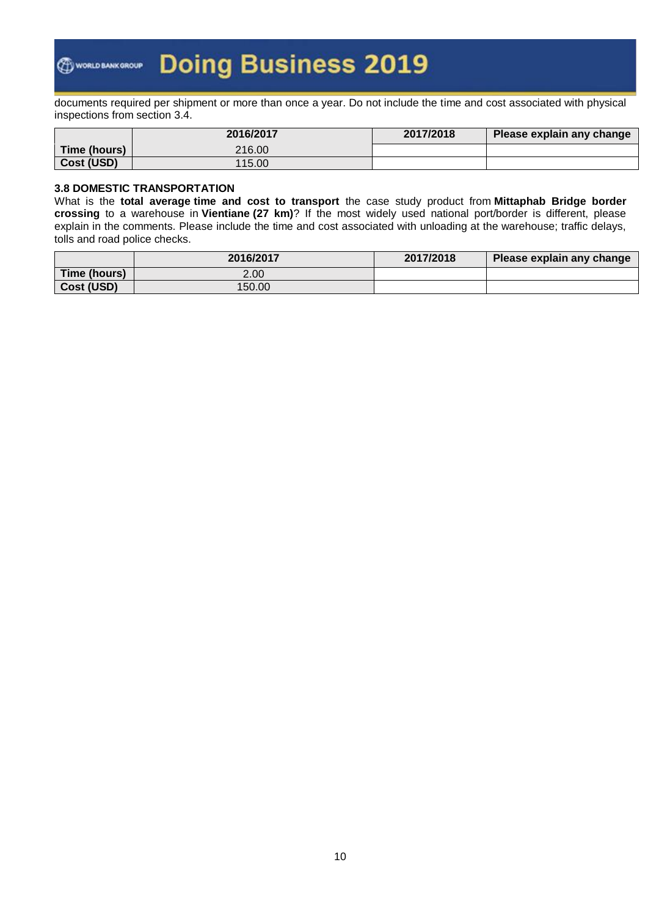documents required per shipment or more than once a year. Do not include the time and cost associated with physical inspections from section 3.4.

| | 2016/2017 | 2017/2018 | Please explain any change |
|---|---|---|---|
| Time (hours) | 216.00 | | |
| Cost (USD) | 115.00 | | |

### 3.8 DOMESTIC TRANSPORTATION

What is the **total average time and cost to transport** the case study product from **Mittaphab Bridge border crossing** to a warehouse in **Vientiane (27 km)**? If the most widely used national port/border is different, please explain in the comments. Please include the time and cost associated with unloading at the warehouse; traffic delays, tolls and road police checks.

| | 2016/2017 | 2017/2018 | Please explain any change |
|---|---|---|---|
| Time (hours) | 2.00 | | |
| Cost (USD) | 150.00 | | |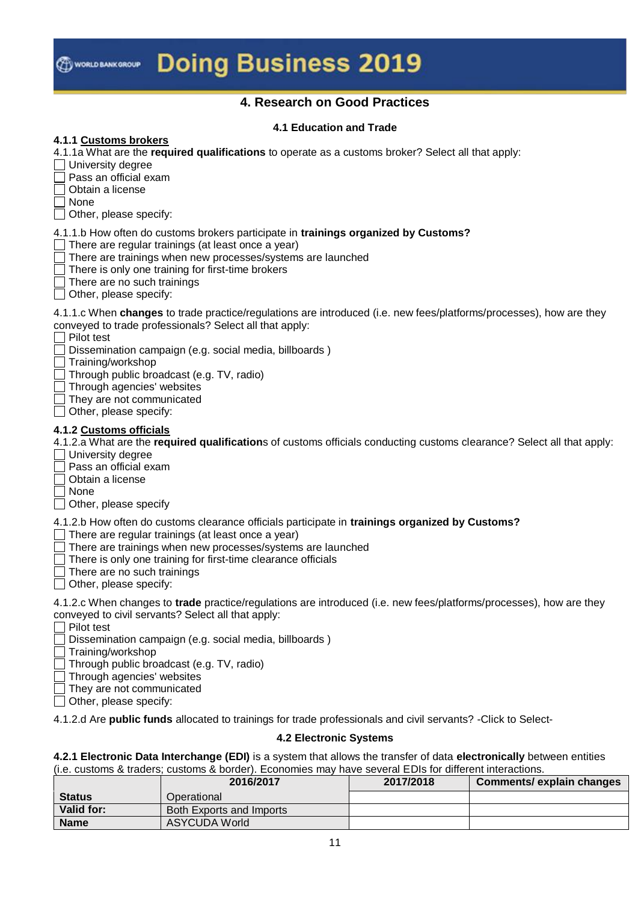## 4. Research on Good Practices

### 4.1 Education and Trade

**4.1.1 Customs brokers**

4.1.1a What are the **required qualifications** to operate as a customs broker? Select all that apply:

- [ ] University degree
- [ ] Pass an official exam
- [ ] Obtain a license
- [ ] None
- [ ] Other, please specify:

4.1.1.b How often do customs brokers participate in **trainings organized by Customs?**

- [ ] There are regular trainings (at least once a year)
- [ ] There are trainings when new processes/systems are launched
- [ ] There is only one training for first-time brokers
- [ ] There are no such trainings
- [ ] Other, please specify:

4.1.1.c When **changes** to trade practice/regulations are introduced (i.e. new fees/platforms/processes), how are they conveyed to trade professionals? Select all that apply:

- [ ] Pilot test
- [ ] Dissemination campaign (e.g. social media, billboards )
- [ ] Training/workshop
- [ ] Through public broadcast (e.g. TV, radio)
- [ ] Through agencies' websites
- [ ] They are not communicated
- [ ] Other, please specify:

**4.1.2 Customs officials**

4.1.2.a What are the **required qualification**s of customs officials conducting customs clearance? Select all that apply:

- [ ] University degree
- [ ] Pass an official exam
- [ ] Obtain a license
- [ ] None
- [ ] Other, please specify

4.1.2.b How often do customs clearance officials participate in **trainings organized by Customs?**

- [ ] There are regular trainings (at least once a year)
- [ ] There are trainings when new processes/systems are launched
- [ ] There is only one training for first-time clearance officials
- [ ] There are no such trainings
- [ ] Other, please specify:

4.1.2.c When changes to **trade** practice/regulations are introduced (i.e. new fees/platforms/processes), how are they conveyed to civil servants? Select all that apply:

- [ ] Pilot test
- [ ] Dissemination campaign (e.g. social media, billboards )
- [ ] Training/workshop
- [ ] Through public broadcast (e.g. TV, radio)
- [ ] Through agencies' websites
- [ ] They are not communicated
- [ ] Other, please specify:

4.1.2.d Are **public funds** allocated to trainings for trade professionals and civil servants? -Click to Select-

### 4.2 Electronic Systems

**4.2.1 Electronic Data Interchange (EDI)** is a system that allows the transfer of data **electronically** between entities (i.e. customs & traders; customs & border). Economies may have several EDIs for different interactions.

| | 2016/2017 | 2017/2018 | Comments/ explain changes |
|---|---|---|---|
| **Status** | Operational | | |
| **Valid for:** | Both Exports and Imports | | |
| **Name** | ASYCUDA World | | |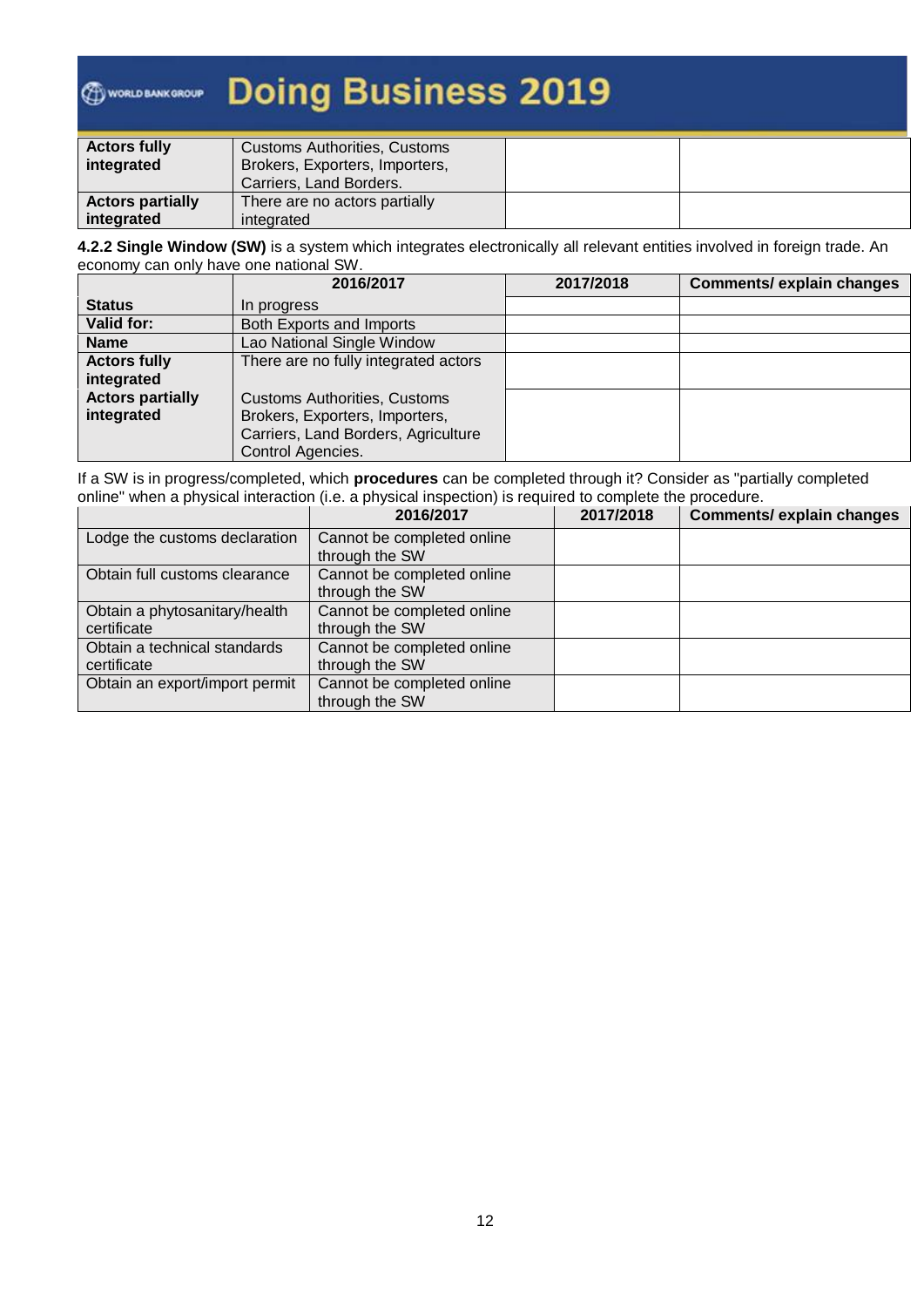| | | | |
|---|---|---|---|
| **Actors fully integrated** | Customs Authorities, Customs Brokers, Exporters, Importers, Carriers, Land Borders. | | |
| **Actors partially integrated** | There are no actors partially integrated | | |

**4.2.2 Single Window (SW)** is a system which integrates electronically all relevant entities involved in foreign trade. An economy can only have one national SW.

| | 2016/2017 | 2017/2018 | Comments/ explain changes |
|---|---|---|---|
| **Status** | In progress | | |
| **Valid for:** | Both Exports and Imports | | |
| **Name** | Lao National Single Window | | |
| **Actors fully integrated** | There are no fully integrated actors | | |
| **Actors partially integrated** | Customs Authorities, Customs Brokers, Exporters, Importers, Carriers, Land Borders, Agriculture Control Agencies. | | |

If a SW is in progress/completed, which **procedures** can be completed through it? Consider as "partially completed online" when a physical interaction (i.e. a physical inspection) is required to complete the procedure.

| | 2016/2017 | 2017/2018 | Comments/ explain changes |
|---|---|---|---|
| Lodge the customs declaration | Cannot be completed online through the SW | | |
| Obtain full customs clearance | Cannot be completed online through the SW | | |
| Obtain a phytosanitary/health certificate | Cannot be completed online through the SW | | |
| Obtain a technical standards certificate | Cannot be completed online through the SW | | |
| Obtain an export/import permit | Cannot be completed online through the SW | | |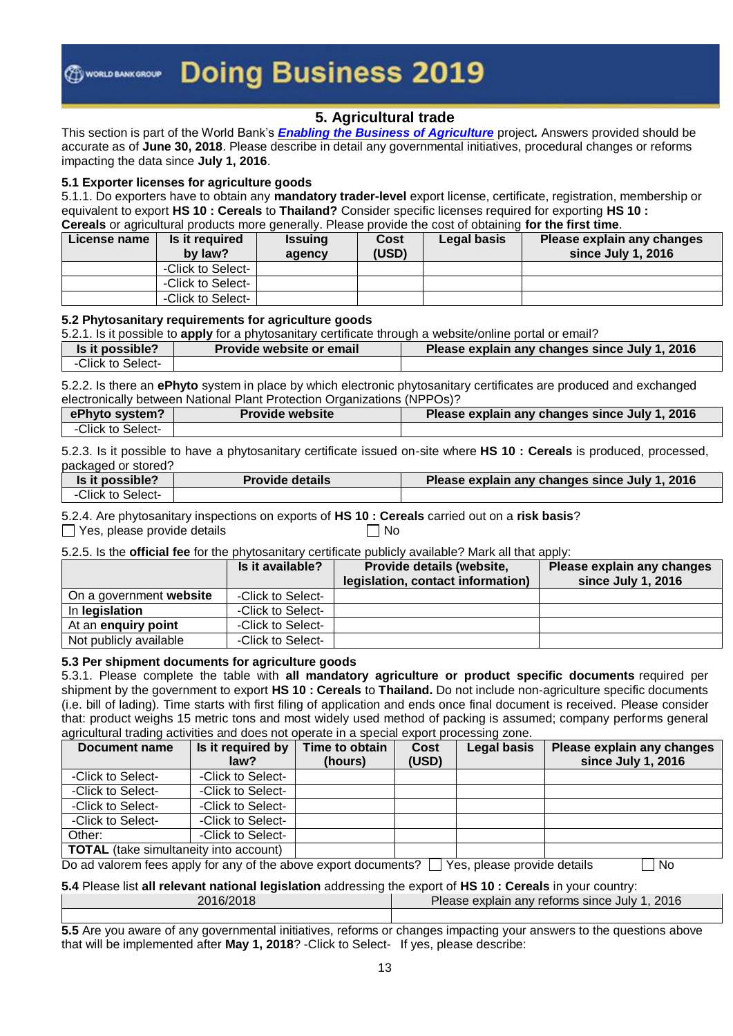# 5. Agricultural trade

This section is part of the World Bank's ***Enabling the Business of Agriculture*** project**.** Answers provided should be accurate as of **June 30, 2018**. Please describe in detail any governmental initiatives, procedural changes or reforms impacting the data since **July 1, 2016**.

### 5.1 Exporter licenses for agriculture goods

5.1.1. Do exporters have to obtain any **mandatory trader-level** export license, certificate, registration, membership or equivalent to export **HS 10 : Cereals** to **Thailand?** Consider specific licenses required for exporting **HS 10 : Cereals** or agricultural products more generally. Please provide the cost of obtaining **for the first time**.

| License name | Is it required by law? | Issuing agency | Cost (USD) | Legal basis | Please explain any changes since July 1, 2016 |
|---|---|---|---|---|---|
| | -Click to Select- | | | | |
| | -Click to Select- | | | | |
| | -Click to Select- | | | | |

### 5.2 Phytosanitary requirements for agriculture goods

5.2.1. Is it possible to **apply** for a phytosanitary certificate through a website/online portal or email?

| Is it possible? | Provide website or email | Please explain any changes since July 1, 2016 |
|---|---|---|
| -Click to Select- | | |

5.2.2. Is there an **ePhyto** system in place by which electronic phytosanitary certificates are produced and exchanged electronically between National Plant Protection Organizations (NPPOs)?

| ePhyto system? | Provide website | Please explain any changes since July 1, 2016 |
|---|---|---|
| -Click to Select- | | |

5.2.3. Is it possible to have a phytosanitary certificate issued on-site where **HS 10 : Cereals** is produced, processed, packaged or stored?

| Is it possible? | Provide details | Please explain any changes since July 1, 2016 |
|---|---|---|
| -Click to Select- | | |

5.2.4. Are phytosanitary inspections on exports of **HS 10 : Cereals** carried out on a **risk basis**?

☐ Yes, please provide details ☐ No

5.2.5. Is the **official fee** for the phytosanitary certificate publicly available? Mark all that apply:

| | Is it available? | Provide details (website, legislation, contact information) | Please explain any changes since July 1, 2016 |
|---|---|---|---|
| On a government **website** | -Click to Select- | | |
| In **legislation** | -Click to Select- | | |
| At an **enquiry point** | -Click to Select- | | |
| Not publicly available | -Click to Select- | | |

### 5.3 Per shipment documents for agriculture goods

5.3.1. Please complete the table with **all mandatory agriculture or product specific documents** required per shipment by the government to export **HS 10 : Cereals** to **Thailand.** Do not include non-agriculture specific documents (i.e. bill of lading). Time starts with first filing of application and ends once final document is received. Please consider that: product weighs 15 metric tons and most widely used method of packing is assumed; company performs general agricultural trading activities and does not operate in a special export processing zone.

| Document name | Is it required by law? | Time to obtain (hours) | Cost (USD) | Legal basis | Please explain any changes since July 1, 2016 |
|---|---|---|---|---|---|
| -Click to Select- | -Click to Select- | | | | |
| -Click to Select- | -Click to Select- | | | | |
| -Click to Select- | -Click to Select- | | | | |
| -Click to Select- | -Click to Select- | | | | |
| Other: | -Click to Select- | | | | |
| **TOTAL** (take simultaneity into account) | | | | | |

Do ad valorem fees apply for any of the above export documents? ☐ Yes, please provide details ☐ No

**5.4** Please list **all relevant national legislation** addressing the export of **HS 10 : Cereals** in your country:

| 2016/2018 | Please explain any reforms since July 1, 2016 |
|---|---|
| | |

**5.5** Are you aware of any governmental initiatives, reforms or changes impacting your answers to the questions above that will be implemented after **May 1, 2018**? -Click to Select- If yes, please describe: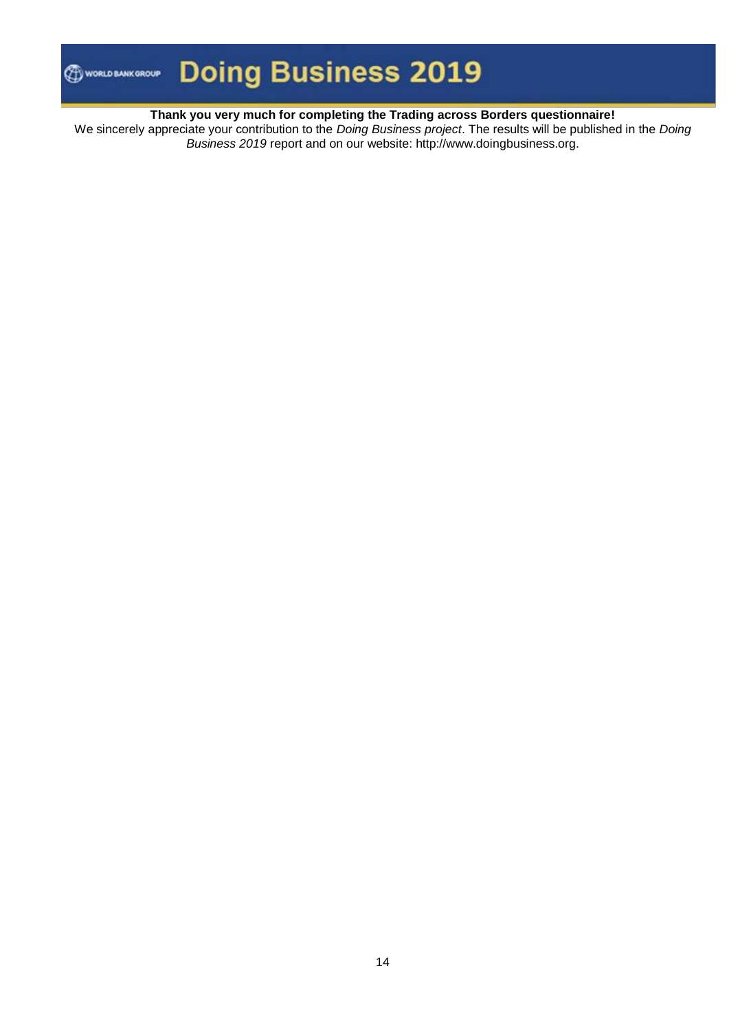**Thank you very much for completing the Trading across Borders questionnaire!**

We sincerely appreciate your contribution to the *Doing Business project*. The results will be published in the *Doing Business 2019* report and on our website: http://www.doingbusiness.org.